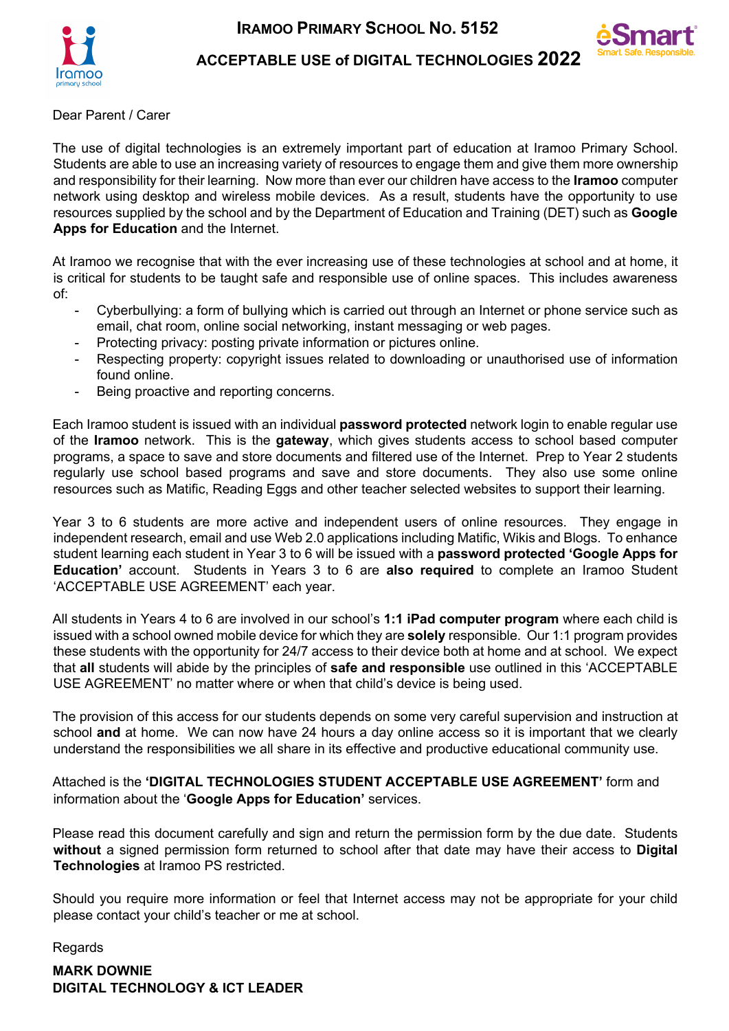# IRAMOO PRIMARY SCHOOL NO. 5152

## ACCEPTABLE USE of DIGITAL TECHNOLOGIES 2022

Dear Parent / Carer

The use of digital technologies is an extremely important part of education at Iramoo Primary School. Students are able to use an increasing variety of resources to engage them and give them more ownership and responsibility for their learning. Now more than ever our children have access to the **Iramoo** computer network using desktop and wireless mobile devices. As a result, students have the opportunity to use resources supplied by the school and by the Department of Education and Training (DET) such as **Google Apps for Education** and the Internet.

At Iramoo we recognise that with the ever increasing use of these technologies at school and at home, it is critical for students to be taught safe and responsible use of online spaces. This includes awareness of:

- Cyberbullying: a form of bullying which is carried out through an Internet or phone service such as email, chat room, online social networking, instant messaging or web pages.
- Protecting privacy: posting private information or pictures online.
- Respecting property: copyright issues related to downloading or unauthorised use of information found online.
- Being proactive and reporting concerns.

Each Iramoo student is issued with an individual **password protected** network login to enable regular use of the **Iramoo** network. This is the **gateway**, which gives students access to school based computer programs, a space to save and store documents and filtered use of the Internet. Prep to Year 2 students regularly use school based programs and save and store documents. They also use some online resources such as Matific, Reading Eggs and other teacher selected websites to support their learning.

Year 3 to 6 students are more active and independent users of online resources. They engage in independent research, email and use Web 2.0 applications including Matific, Wikis and Blogs. To enhance student learning each student in Year 3 to 6 will be issued with a **password protected 'Google Apps for Education'** account. Students in Years 3 to 6 are **also required** to complete an Iramoo Student 'ACCEPTABLE USE AGREEMENT' each year.

All students in Years 4 to 6 are involved in our school's **1:1 iPad computer program** where each child is issued with a school owned mobile device for which they are **solely** responsible. Our 1:1 program provides these students with the opportunity for 24/7 access to their device both at home and at school. We expect that **all** students will abide by the principles of **safe and responsible** use outlined in this 'ACCEPTABLE USE AGREEMENT' no matter where or when that child's device is being used.

The provision of this access for our students depends on some very careful supervision and instruction at school **and** at home. We can now have 24 hours a day online access so it is important that we clearly understand the responsibilities we all share in its effective and productive educational community use.

Attached is the **'DIGITAL TECHNOLOGIES STUDENT ACCEPTABLE USE AGREEMENT'** form and information about the '**Google Apps for Education'** services.

Please read this document carefully and sign and return the permission form by the due date. Students **without** a signed permission form returned to school after that date may have their access to **Digital Technologies** at Iramoo PS restricted.

Should you require more information or feel that Internet access may not be appropriate for your child please contact your child's teacher or me at school.

Regards

**MARK DOWNIE**
**DIGITAL TECHNOLOGY & ICT LEADER**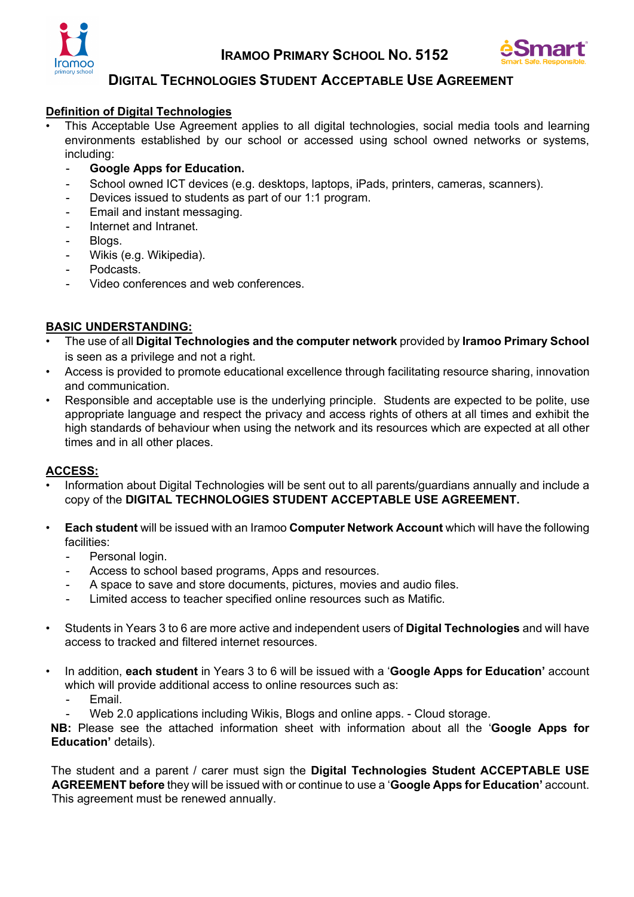# Iramoo Primary School No. 5152

## Digital Technologies Student Acceptable Use Agreement

**Definition of Digital Technologies**

- This Acceptable Use Agreement applies to all digital technologies, social media tools and learning environments established by our school or accessed using school owned networks or systems, including:
  - **Google Apps for Education.**
  - School owned ICT devices (e.g. desktops, laptops, iPads, printers, cameras, scanners).
  - Devices issued to students as part of our 1:1 program.
  - Email and instant messaging.
  - Internet and Intranet.
  - Blogs.
  - Wikis (e.g. Wikipedia).
  - Podcasts.
  - Video conferences and web conferences.

**BASIC UNDERSTANDING:**

- The use of all **Digital Technologies and the computer network** provided by **Iramoo Primary School** is seen as a privilege and not a right.
- Access is provided to promote educational excellence through facilitating resource sharing, innovation and communication.
- Responsible and acceptable use is the underlying principle. Students are expected to be polite, use appropriate language and respect the privacy and access rights of others at all times and exhibit the high standards of behaviour when using the network and its resources which are expected at all other times and in all other places.

**ACCESS:**

- Information about Digital Technologies will be sent out to all parents/guardians annually and include a copy of the **DIGITAL TECHNOLOGIES STUDENT ACCEPTABLE USE AGREEMENT.**

- **Each student** will be issued with an Iramoo **Computer Network Account** which will have the following facilities:
  - Personal login.
  - Access to school based programs, Apps and resources.
  - A space to save and store documents, pictures, movies and audio files.
  - Limited access to teacher specified online resources such as Matific.

- Students in Years 3 to 6 are more active and independent users of **Digital Technologies** and will have access to tracked and filtered internet resources.

- In addition, **each student** in Years 3 to 6 will be issued with a '**Google Apps for Education'** account which will provide additional access to online resources such as:
  - Email.
  - Web 2.0 applications including Wikis, Blogs and online apps. - Cloud storage.

**NB:** Please see the attached information sheet with information about all the '**Google Apps for Education'** details).

The student and a parent / carer must sign the **Digital Technologies Student ACCEPTABLE USE AGREEMENT before** they will be issued with or continue to use a '**Google Apps for Education'** account. This agreement must be renewed annually.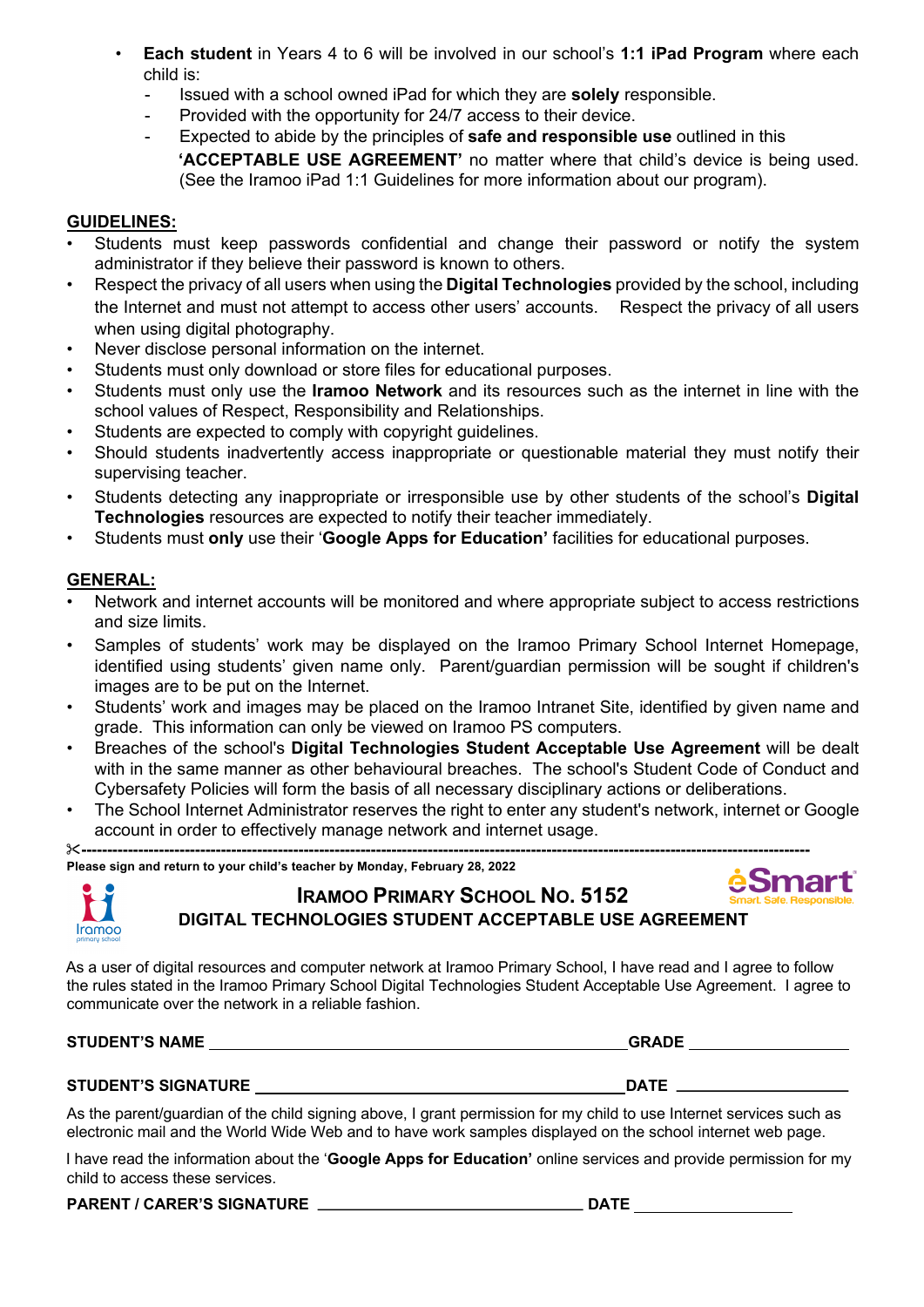- **Each student** in Years 4 to 6 will be involved in our school's **1:1 iPad Program** where each child is:
  - Issued with a school owned iPad for which they are **solely** responsible.
  - Provided with the opportunity for 24/7 access to their device.
  - Expected to abide by the principles of **safe and responsible use** outlined in this **'ACCEPTABLE USE AGREEMENT'** no matter where that child's device is being used. (See the Iramoo iPad 1:1 Guidelines for more information about our program).

## GUIDELINES:

- Students must keep passwords confidential and change their password or notify the system administrator if they believe their password is known to others.
- Respect the privacy of all users when using the **Digital Technologies** provided by the school, including the Internet and must not attempt to access other users' accounts. Respect the privacy of all users when using digital photography.
- Never disclose personal information on the internet.
- Students must only download or store files for educational purposes.
- Students must only use the **Iramoo Network** and its resources such as the internet in line with the school values of Respect, Responsibility and Relationships.
- Students are expected to comply with copyright guidelines.
- Should students inadvertently access inappropriate or questionable material they must notify their supervising teacher.
- Students detecting any inappropriate or irresponsible use by other students of the school's **Digital Technologies** resources are expected to notify their teacher immediately.
- Students must **only** use their '**Google Apps for Education'** facilities for educational purposes.

## GENERAL:

- Network and internet accounts will be monitored and where appropriate subject to access restrictions and size limits.
- Samples of students' work may be displayed on the Iramoo Primary School Internet Homepage, identified using students' given name only. Parent/guardian permission will be sought if children's images are to be put on the Internet.
- Students' work and images may be placed on the Iramoo Intranet Site, identified by given name and grade. This information can only be viewed on Iramoo PS computers.
- Breaches of the school's **Digital Technologies Student Acceptable Use Agreement** will be dealt with in the same manner as other behavioural breaches. The school's Student Code of Conduct and Cybersafety Policies will form the basis of all necessary disciplinary actions or deliberations.
- The School Internet Administrator reserves the right to enter any student's network, internet or Google account in order to effectively manage network and internet usage.

✂------------------------------------------------------------------------------------------------------------

**Please sign and return to your child's teacher by Monday, February 28, 2022**

Iramoo primary school

eSmart Smart. Safe. Responsible.

### IRAMOO PRIMARY SCHOOL NO. 5152
### DIGITAL TECHNOLOGIES STUDENT ACCEPTABLE USE AGREEMENT

As a user of digital resources and computer network at Iramoo Primary School, I have read and I agree to follow the rules stated in the Iramoo Primary School Digital Technologies Student Acceptable Use Agreement. I agree to communicate over the network in a reliable fashion.

**STUDENT'S NAME** \_\_\_\_\_\_\_\_\_\_\_\_\_\_\_\_\_\_\_\_\_\_\_\_\_\_\_\_\_\_\_\_\_\_\_\_\_\_\_\_ **GRADE** \_\_\_\_\_\_\_\_\_\_\_\_\_\_\_\_

**STUDENT'S SIGNATURE** \_\_\_\_\_\_\_\_\_\_\_\_\_\_\_\_\_\_\_\_\_\_\_\_\_\_\_\_\_\_\_\_\_\_\_\_ **DATE** \_\_\_\_\_\_\_\_\_\_\_\_\_\_\_\_

As the parent/guardian of the child signing above, I grant permission for my child to use Internet services such as electronic mail and the World Wide Web and to have work samples displayed on the school internet web page.

I have read the information about the '**Google Apps for Education'** online services and provide permission for my child to access these services.

**PARENT / CARER'S SIGNATURE** \_\_\_\_\_\_\_\_\_\_\_\_\_\_\_\_\_\_\_\_\_\_\_\_\_\_\_\_ **DATE** \_\_\_\_\_\_\_\_\_\_\_\_\_\_\_\_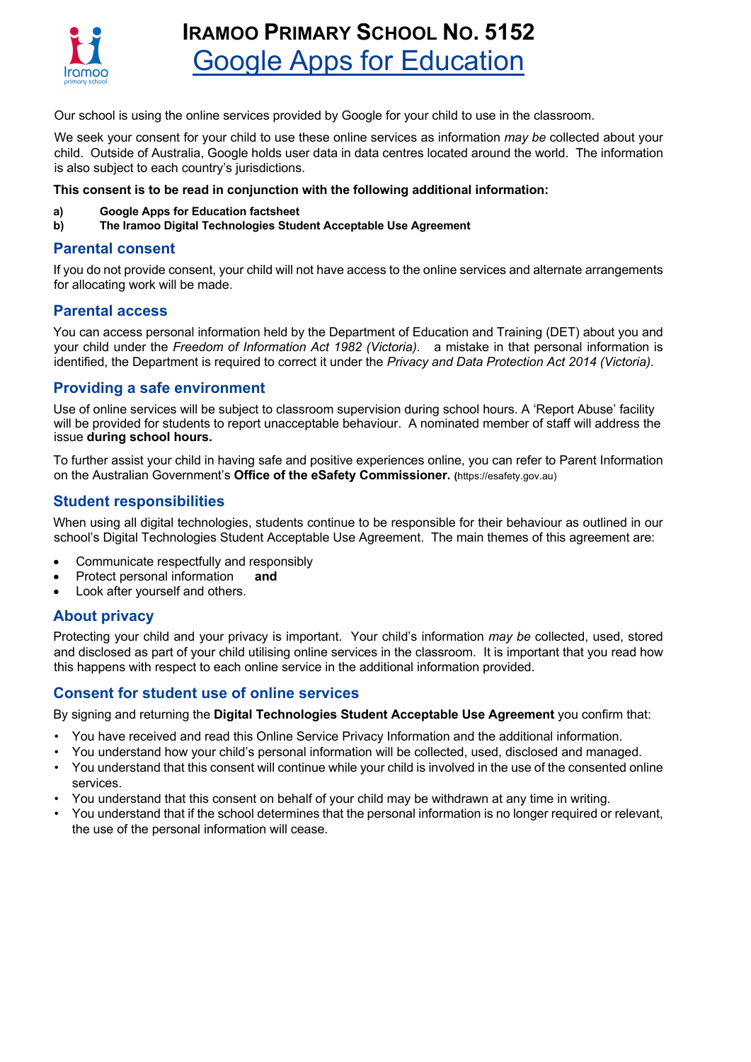# IRAMOO PRIMARY SCHOOL NO. 5152

## Google Apps for Education

Our school is using the online services provided by Google for your child to use in the classroom.

We seek your consent for your child to use these online services as information *may be* collected about your child. Outside of Australia, Google holds user data in data centres located around the world. The information is also subject to each country's jurisdictions.

**This consent is to be read in conjunction with the following additional information:**

**a) Google Apps for Education factsheet**
**b) The Iramoo Digital Technologies Student Acceptable Use Agreement**

### Parental consent

If you do not provide consent, your child will not have access to the online services and alternate arrangements for allocating work will be made.

### Parental access

You can access personal information held by the Department of Education and Training (DET) about you and your child under the *Freedom of Information Act 1982 (Victoria)*. a mistake in that personal information is identified, the Department is required to correct it under the *Privacy and Data Protection Act 2014 (Victoria)*.

### Providing a safe environment

Use of online services will be subject to classroom supervision during school hours. A 'Report Abuse' facility will be provided for students to report unacceptable behaviour. A nominated member of staff will address the issue **during school hours.**

To further assist your child in having safe and positive experiences online, you can refer to Parent Information on the Australian Government's **Office of the eSafety Commissioner.** (https://esafety.gov.au)

### Student responsibilities

When using all digital technologies, students continue to be responsible for their behaviour as outlined in our school's Digital Technologies Student Acceptable Use Agreement. The main themes of this agreement are:

- Communicate respectfully and responsibly
- Protect personal information **and**
- Look after yourself and others.

### About privacy

Protecting your child and your privacy is important. Your child's information *may be* collected, used, stored and disclosed as part of your child utilising online services in the classroom. It is important that you read how this happens with respect to each online service in the additional information provided.

### Consent for student use of online services

By signing and returning the **Digital Technologies Student Acceptable Use Agreement** you confirm that:

- You have received and read this Online Service Privacy Information and the additional information.
- You understand how your child's personal information will be collected, used, disclosed and managed.
- You understand that this consent will continue while your child is involved in the use of the consented online services.
- You understand that this consent on behalf of your child may be withdrawn at any time in writing.
- You understand that if the school determines that the personal information is no longer required or relevant, the use of the personal information will cease.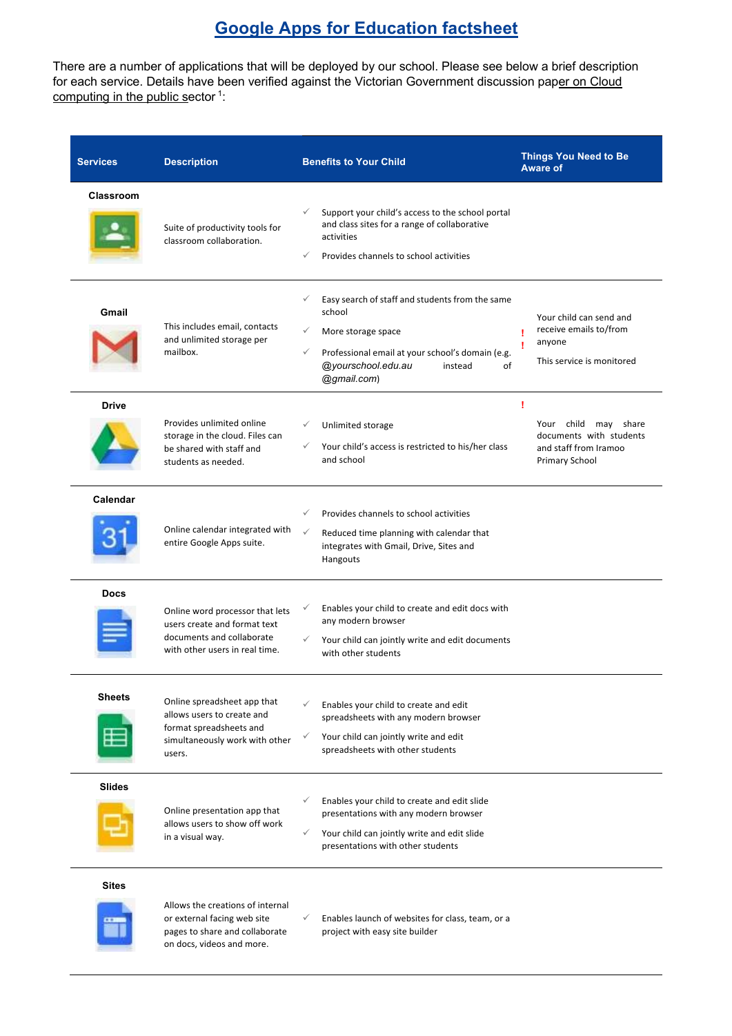# Google Apps for Education factsheet

There are a number of applications that will be deployed by our school. Please see below a brief description for each service. Details have been verified against the Victorian Government discussion paper on Cloud computing in the public sector [1]:

| Services | Description | Benefits to Your Child | Things You Need to Be Aware of |
| --- | --- | --- | --- |
| **Classroom** | Suite of productivity tools for classroom collaboration. | ✓ Support your child's access to the school portal and class sites for a range of collaborative activities<br>✓ Provides channels to school activities | |
| **Gmail** | This includes email, contacts and unlimited storage per mailbox. | ✓ Easy search of staff and students from the same school<br>✓ More storage space<br>✓ Professional email at your school's domain (e.g. *@yourschool.edu.au* instead of *@gmail.com*) | ! Your child can send and receive emails to/from anyone<br>! This service is monitored |
| **Drive** | Provides unlimited online storage in the cloud. Files can be shared with staff and students as needed. | ✓ Unlimited storage<br>✓ Your child's access is restricted to his/her class and school | ! Your child may share documents with students and staff from Iramoo Primary School |
| **Calendar** | Online calendar integrated with entire Google Apps suite. | ✓ Provides channels to school activities<br>✓ Reduced time planning with calendar that integrates with Gmail, Drive, Sites and Hangouts | |
| **Docs** | Online word processor that lets users create and format text documents and collaborate with other users in real time. | ✓ Enables your child to create and edit docs with any modern browser<br>✓ Your child can jointly write and edit documents with other students | |
| **Sheets** | Online spreadsheet app that allows users to create and format spreadsheets and simultaneously work with other users. | ✓ Enables your child to create and edit spreadsheets with any modern browser<br>✓ Your child can jointly write and edit spreadsheets with other students | |
| **Slides** | Online presentation app that allows users to show off work in a visual way. | ✓ Enables your child to create and edit slide presentations with any modern browser<br>✓ Your child can jointly write and edit slide presentations with other students | |
| **Sites** | Allows the creations of internal or external facing web site pages to share and collaborate on docs, videos and more. | ✓ Enables launch of websites for class, team, or a project with easy site builder | |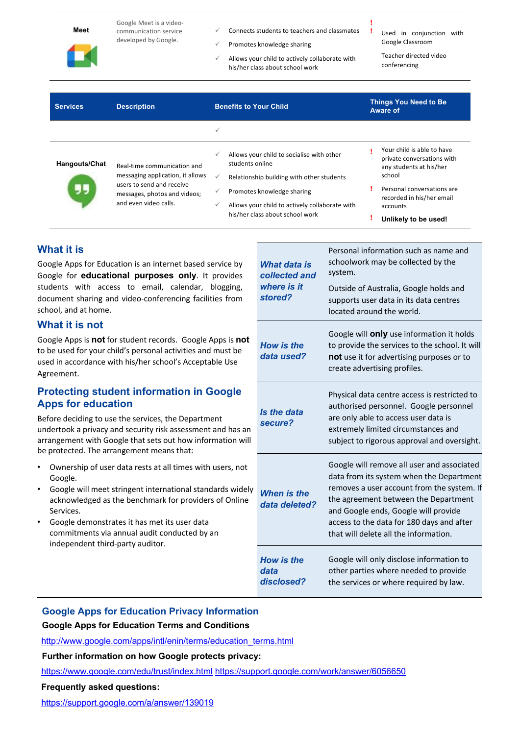| | | | |
|---|---|---|---|
| **Meet** | Google Meet is a video-communication service developed by Google. | ✓ Connects students to teachers and classmates<br>✓ Promotes knowledge sharing<br>✓ Allows your child to actively collaborate with his/her class about school work | ! Used in conjunction with Google Classroom<br>! Teacher directed video conferencing |

| Services | Description | Benefits to Your Child | Things You Need to Be Aware of |
|---|---|---|---|
| | | ✓ | |
| **Hangouts/Chat** | Real-time communication and messaging application, it allows users to send and receive messages, photos and videos; and even video calls. | ✓ Allows your child to socialise with other students online<br>✓ Relationship building with other students<br>✓ Promotes knowledge sharing<br>✓ Allows your child to actively collaborate with his/her class about school work | ! Your child is able to have private conversations with any students at his/her school<br>! Personal conversations are recorded in his/her email accounts<br>! **Unlikely to be used!** |

## What it is

Google Apps for Education is an internet based service by Google for **educational purposes only**. It provides students with access to email, calendar, blogging, document sharing and video-conferencing facilities from school, and at home.

## What it is not

Google Apps is **not** for student records. Google Apps is **not** to be used for your child's personal activities and must be used in accordance with his/her school's Acceptable Use Agreement.

## Protecting student information in Google Apps for education

Before deciding to use the services, the Department undertook a privacy and security risk assessment and has an arrangement with Google that sets out how information will be protected. The arrangement means that:

- Ownership of user data rests at all times with users, not Google.
- Google will meet stringent international standards widely acknowledged as the benchmark for providers of Online Services.
- Google demonstrates it has met its user data commitments via annual audit conducted by an independent third-party auditor.

| | |
|---|---|
| ***What data is collected and where is it stored?*** | Personal information such as name and schoolwork may be collected by the system.<br><br>Outside of Australia, Google holds and supports user data in its data centres located around the world. |
| ***How is the data used?*** | Google will **only** use information it holds to provide the services to the school. It will **not** use it for advertising purposes or to create advertising profiles. |
| ***Is the data secure?*** | Physical data centre access is restricted to authorised personnel. Google personnel are only able to access user data is extremely limited circumstances and subject to rigorous approval and oversight. |
| ***When is the data deleted?*** | Google will remove all user and associated data from its system when the Department removes a user account from the system. If the agreement between the Department and Google ends, Google will provide access to the data for 180 days and after that will delete all the information. |
| ***How is the data disclosed?*** | Google will only disclose information to other parties where needed to provide the services or where required by law. |

## Google Apps for Education Privacy Information

**Google Apps for Education Terms and Conditions**

http://www.google.com/apps/intl/enin/terms/education_terms.html

**Further information on how Google protects privacy:**

https://www.google.com/edu/trust/index.html https://support.google.com/work/answer/6056650

**Frequently asked questions:**

https://support.google.com/a/answer/139019